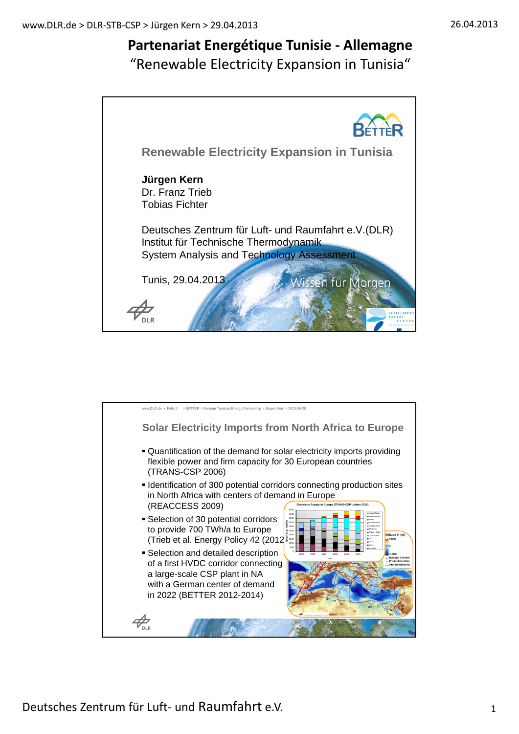# Partenariat Energétique Tunisie - Allemagne

"Renewable Electricity Expansion in Tunisia"

## Renewable Electricity Expansion in Tunisia

**Jürgen Kern**
Dr. Franz Trieb
Tobias Fichter

Deutsches Zentrum für Luft- und Raumfahrt e.V.(DLR)
Institut für Technische Thermodynamik
System Analysis and Technology Assessment

Tunis, 29.04.2013

Wissen für Morgen

## Solar Electricity Imports from North Africa to Europe

- Quantification of the demand for solar electricity imports providing flexible power and firm capacity for 30 European countries (TRANS-CSP 2006)
- Identification of 300 potential corridors connecting production sites in North Africa with centers of demand in Europe (REACCESS 2009)
- Selection of 30 potential corridors to provide 700 TWh/a to Europe (Trieb et al. Energy Policy 42 (2012
- Selection and detailed description of a first HVDC corridor connecting a large-scale CSP plant in NA with a German center of demand in 2022 (BETTER 2012-2014)

Deutsches Zentrum für Luft- und Raumfahrt e.V.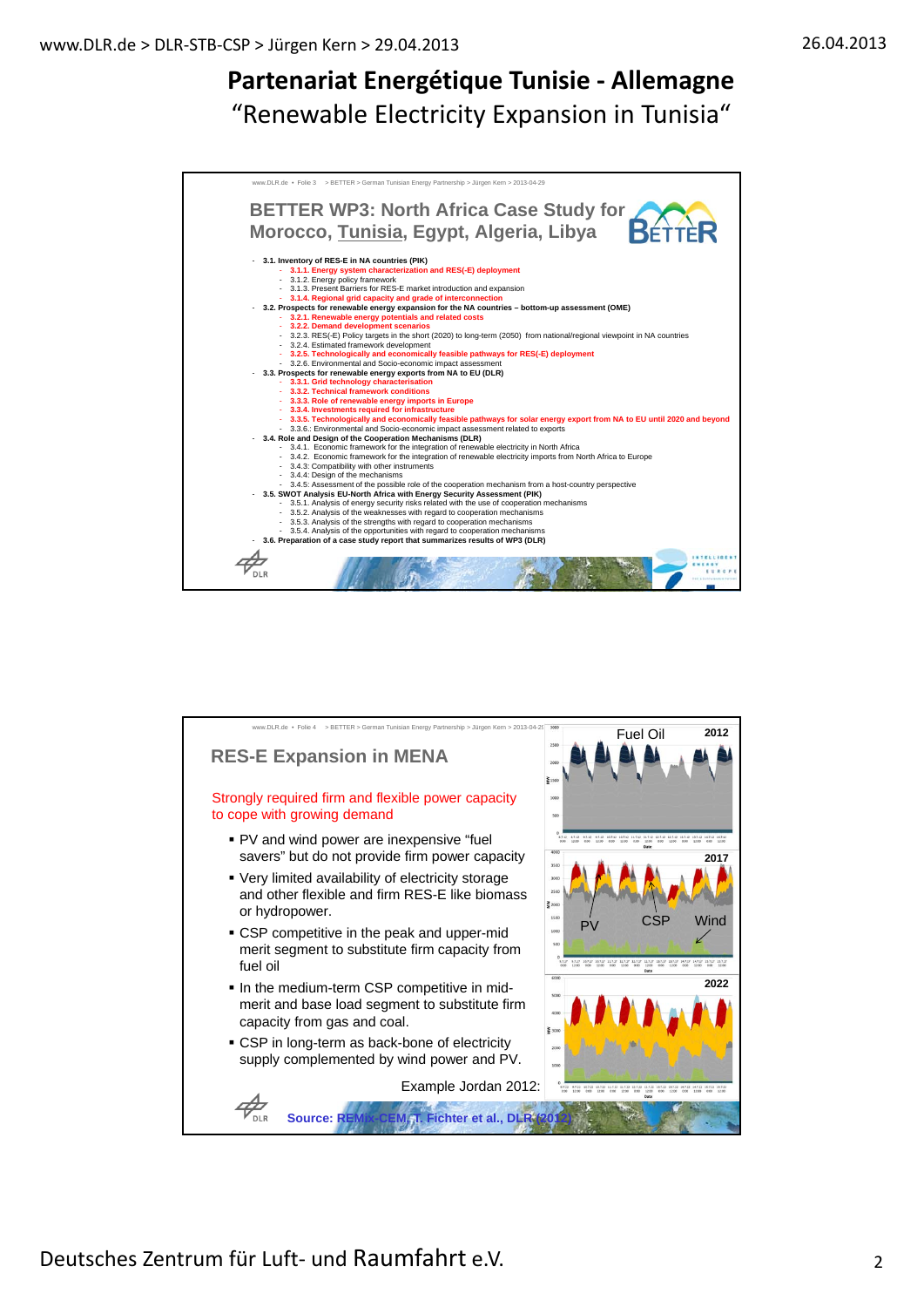# Partenariat Energétique Tunisie - Allemagne

## "Renewable Electricity Expansion in Tunisia"

### BETTER WP3: North Africa Case Study for Morocco, Tunisia, Egypt, Algeria, Libya

- 3.1. Inventory of RES-E in NA countries (PIK)
  - 3.1.1. Energy system characterization and RES(-E) deployment
  - 3.1.2. Energy policy framework
  - 3.1.3. Present Barriers for RES-E market introduction and expansion
  - 3.1.4. Regional grid capacity and grade of interconnection
- 3.2. Prospects for renewable energy expansion for the NA countries – bottom-up assessment (OME)
  - 3.2.1. Renewable energy potentials and related costs
  - 3.2.2. Demand development scenarios
  - 3.2.3. RES(-E) Policy targets in the short (2020) to long-term (2050) from national/regional viewpoint in NA countries
  - 3.2.4. Estimated framework development
  - 3.2.5. Technologically and economically feasible pathways for RES(-E) deployment
  - 3.2.6. Environmental and Socio-economic impact assessment
- 3.3. Prospects for renewable energy exports from NA to EU (DLR)
  - 3.3.1. Grid technology characterisation
  - 3.3.2. Technical framework conditions
  - 3.3.3. Role of renewable energy imports in Europe
  - 3.3.4. Investments required for infrastructure
  - 3.3.5. Technologically and economically feasible pathways for solar energy export from NA to EU until 2020 and beyond
  - 3.3.6.: Environmental and Socio-economic impact assessment related to exports
- 3.4. Role and Design of the Cooperation Mechanisms (DLR)
  - 3.4.1. Economic framework for the integration of renewable electricity in North Africa
  - 3.4.2. Economic framework for the integration of renewable electricity imports from North Africa to Europe
  - 3.4.3: Compatibility with other instruments
  - 3.4.4: Design of the mechanisms
  - 3.4.5: Assessment of the possible role of the cooperation mechanism from a host-country perspective
- 3.5. SWOT Analysis EU-North Africa with Energy Security Assessment (PIK)
  - 3.5.1. Analysis of energy security risks related with the use of cooperation mechanisms
  - 3.5.2. Analysis of the weaknesses with regard to cooperation mechanisms
  - 3.5.3. Analysis of the strengths with regard to cooperation mechanisms
  - 3.5.4. Analysis of the opportunities with regard to cooperation mechanisms
- 3.6. Preparation of a case study report that summarizes results of WP3 (DLR)

### RES-E Expansion in MENA

Strongly required firm and flexible power capacity to cope with growing demand

- PV and wind power are inexpensive "fuel savers" but do not provide firm power capacity
- Very limited availability of electricity storage and other flexible and firm RES-E like biomass or hydropower.
- CSP competitive in the peak and upper-mid merit segment to substitute firm capacity from fuel oil
- In the medium-term CSP competitive in mid-merit and base load segment to substitute firm capacity from gas and coal.
- CSP in long-term as back-bone of electricity supply complemented by wind power and PV.

Example Jordan 2012:

Fuel Oil — 2012; PV, CSP, Wind — 2017; 2022

Source: REMix-CEM, T. Fichter et al., DLR (2012)

Deutsches Zentrum für Luft- und Raumfahrt e.V.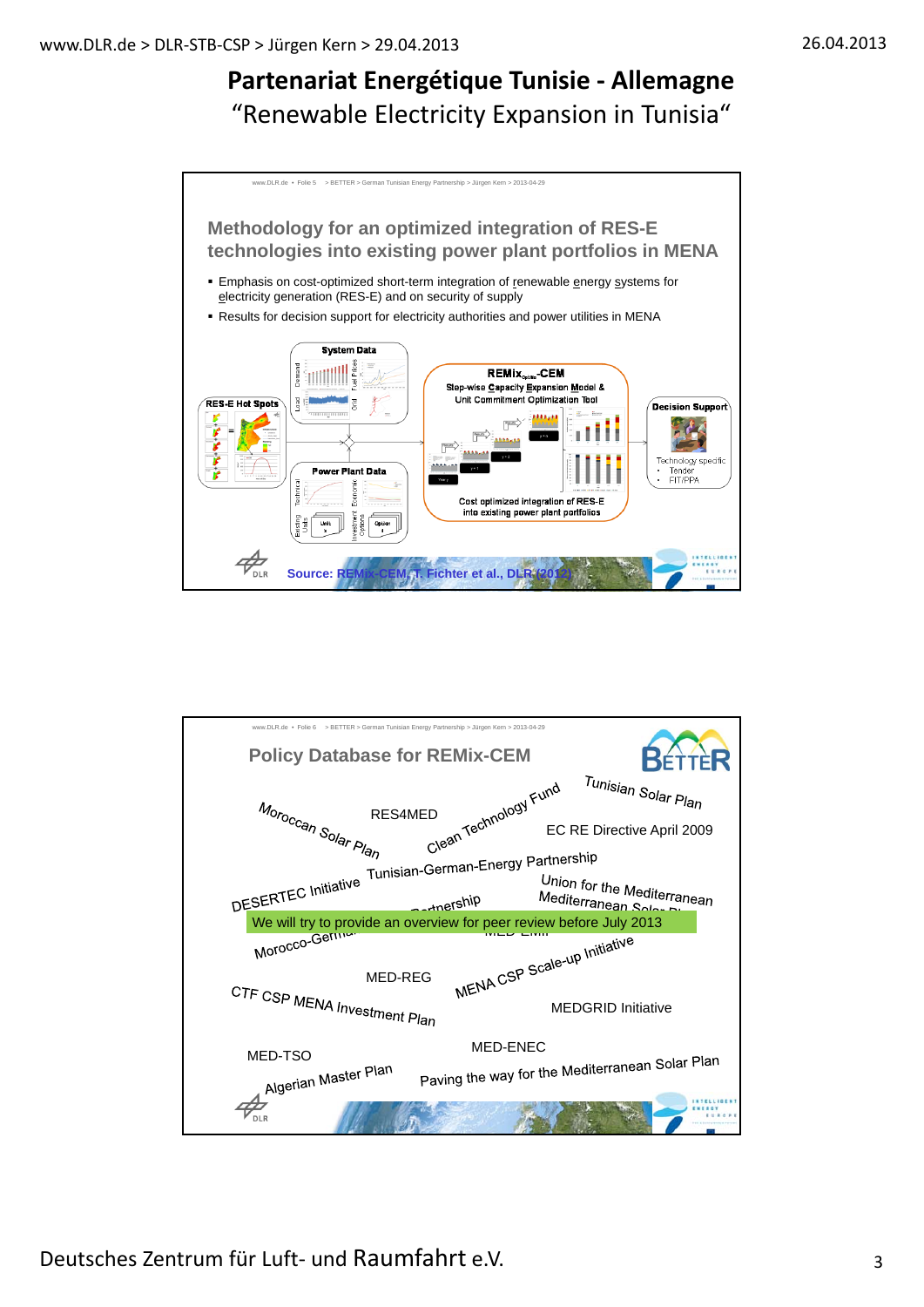## Partenariat Energétique Tunisie - Allemagne
"Renewable Electricity Expansion in Tunisia"

### Methodology for an optimized integration of RES-E technologies into existing power plant portfolios in MENA

- Emphasis on cost-optimized short-term integration of renewable energy systems for electricity generation (RES-E) and on security of supply
- Results for decision support for electricity authorities and power utilities in MENA

RES-E Hot Spots

System Data: Demand, Fuel Prices, Load, Grid

Power Plant Data: Technical, Economic, Existing Units, Investment Options

REMix-CEM: Step-wise Capacity Expansion Model & Unit Commitment Optimization Tool

Cost optimized integration of RES-E into existing power plant portfolios

Decision Support: Technology specific
- Tender
- FIT/PPA

Source: REMix-CEM, T. Fichter et al., DLR (2012)

### Policy Database for REMix-CEM

Moroccan Solar Plan · RES4MED · Clean Technology Fund · Tunisian Solar Plan · EC RE Directive April 2009 · Tunisian-German-Energy Partnership · DESERTEC Initiative · Union for the Mediterranean · Mediterranean Solar Plan · Morocco-German Partnership · MED-EMIP · MED-REG · MENA CSP Scale-up Initiative · CTF CSP MENA Investment Plan · MEDGRID Initiative · MED-ENEC · MED-TSO · Algerian Master Plan · Paving the way for the Mediterranean Solar Plan

We will try to provide an overview for peer review before July 2013

Deutsches Zentrum für Luft- und Raumfahrt e.V.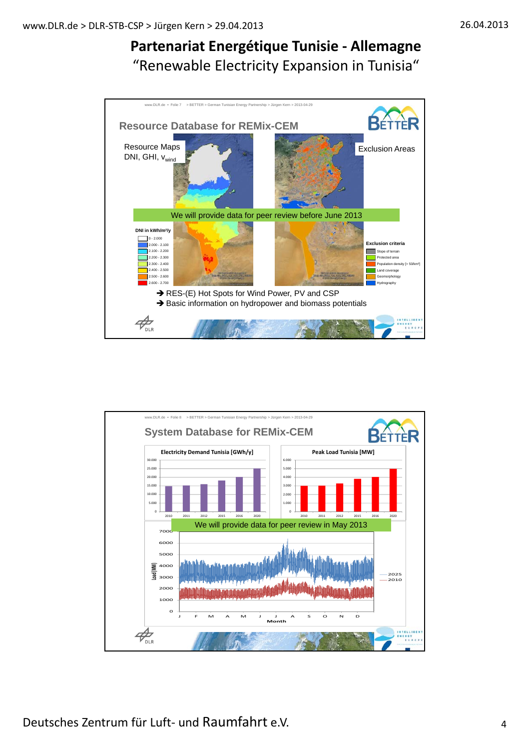# Partenariat Energétique Tunisie - Allemagne

"Renewable Electricity Expansion in Tunisia"

## Resource Database for REMix-CEM

Resource Maps DNI, GHI, $v_{wind}$

Exclusion Areas

We will provide data for peer review before June 2013

DNI in kWh/m²/y

- 0 - 2.000
- 2.000 - 2.100
- 2.100 - 2.200
- 2.200 - 2.300
- 2.300 - 2.400
- 2.400 - 2.500
- 2.500 - 2.600
- 2.600 - 2.700

Exclusion criteria

- Slope of terrain
- Protected area
- Population density [> 50/km²]
- Land coverage
- Geomorphology
- Hydrography

➔ RES-(E) Hot Spots for Wind Power, PV and CSP

➔ Basic information on hydropower and biomass potentials

## System Database for REMix-CEM

Electricity Demand Tunisia [GWh/y]

Peak Load Tunisia [MW]

We will provide data for peer review in May 2013

Load (MW) — Month — 2025, 2010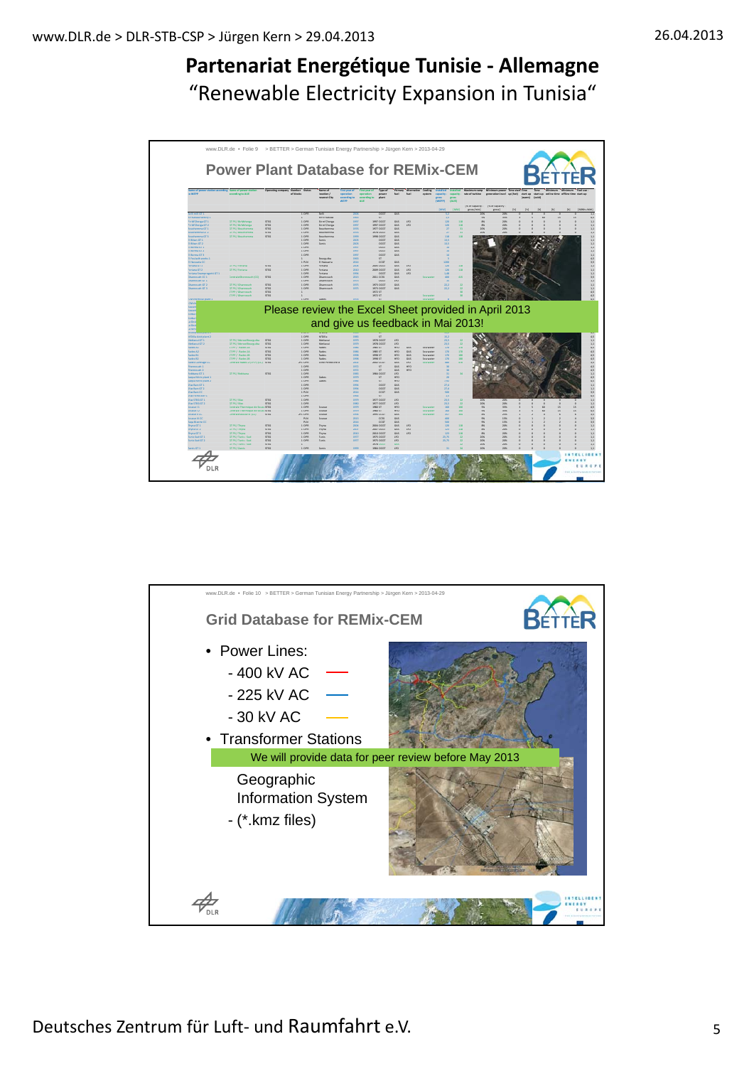# Partenariat Energétique Tunisie - Allemagne

"Renewable Electricity Expansion in Tunisia"

## Power Plant Database for REMix-CEM

Please review the Excel Sheet provided in April 2013 and give us feedback in Mai 2013!

## Grid Database for REMix-CEM

- Power Lines:
  - 400 kV AC
  - 225 kV AC
  - 30 kV AC
- Transformer Stations

We will provide data for peer review before May 2013

Geographic Information System

- (*.kmz files)

Deutsches Zentrum für Luft- und Raumfahrt e.V.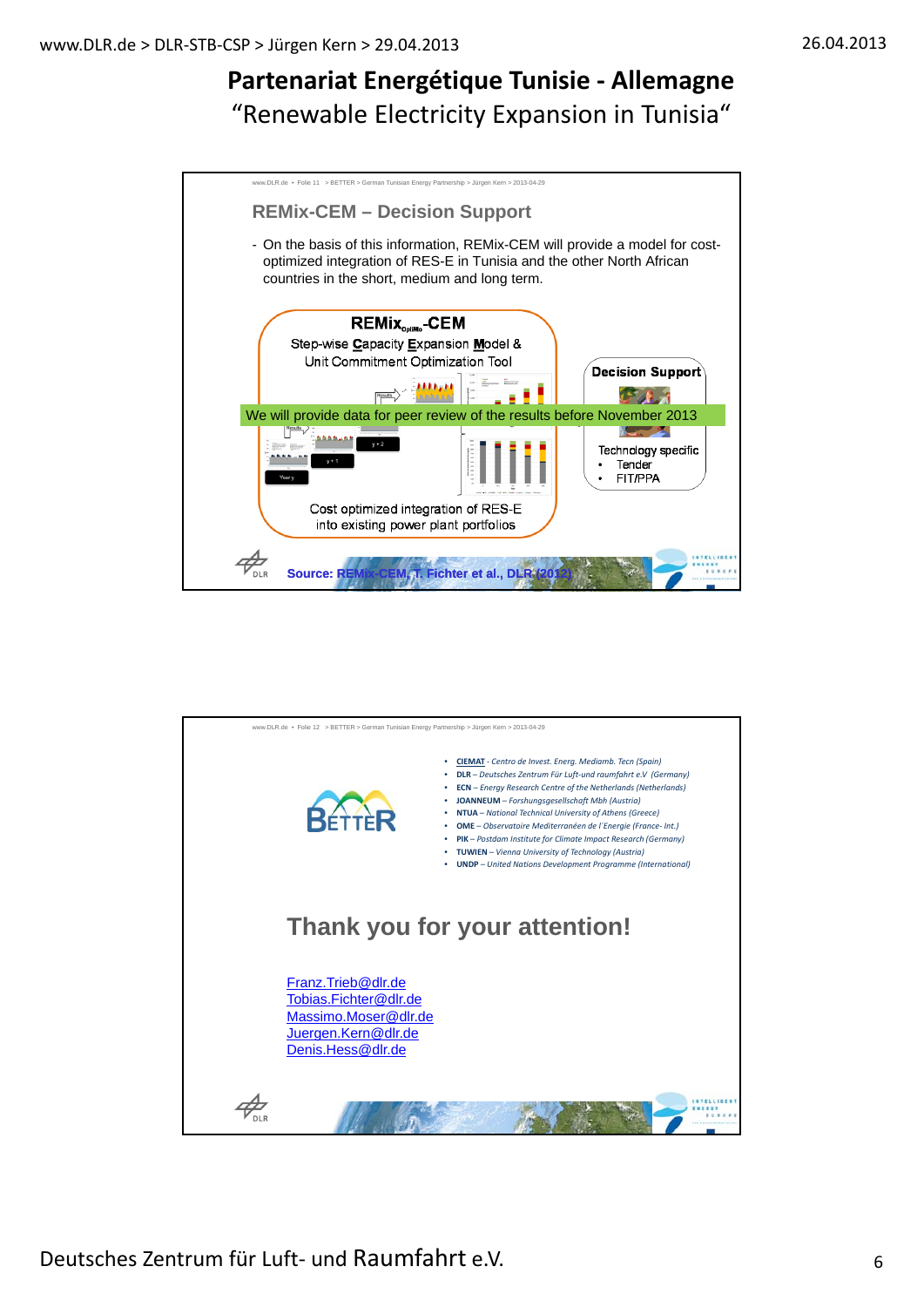# Partenariat Energétique Tunisie - Allemagne

"Renewable Electricity Expansion in Tunisia"

www.DLR.de • Folie 11 > BETTER > German Tunisian Energy Partnership > Jürgen Kern > 2013-04-29

## REMix-CEM – Decision Support

- On the basis of this information, REMix-CEM will provide a model for cost-optimized integration of RES-E in Tunisia and the other North African countries in the short, medium and long term.

**REMix$_{OptiMo}$-CEM**

Step-wise Capacity Expansion Model & Unit Commitment Optimization Tool

Results

Year y

y + 1

y + 2

Cost optimized integration of RES-E into existing power plant portfolios

**Decision Support**

Technology specific

- Tender
- FIT/PPA

We will provide data for peer review of the results before November 2013

Source: REMix-CEM, T. Fichter et al., DLR (2012)

www.DLR.de • Folie 12 > BETTER > German Tunisian Energy Partnership > Jürgen Kern > 2013-04-29

BETTER

- *CIEMAT - Centro de Invest. Energ. Mediamb. Tecn (Spain)*
- *DLR – Deutsches Zentrum Für Luft-und raumfahrt e.V (Germany)*
- *ECN – Energy Research Centre of the Netherlands (Netherlands)*
- *JOANNEUM – Forshungsgesellschaft Mbh (Austria)*
- *NTUA – National Technical University of Athens (Greece)*
- *OME – Observatoire Mediterranéen de l'Energie (France- Int.)*
- *PIK – Postdam Institute for Climate Impact Research (Germany)*
- *TUWIEN – Vienna University of Technology (Austria)*
- *UNDP – United Nations Development Programme (International)*

## Thank you for your attention!

Franz.Trieb@dlr.de
Tobias.Fichter@dlr.de
Massimo.Moser@dlr.de
Juergen.Kern@dlr.de
Denis.Hess@dlr.de